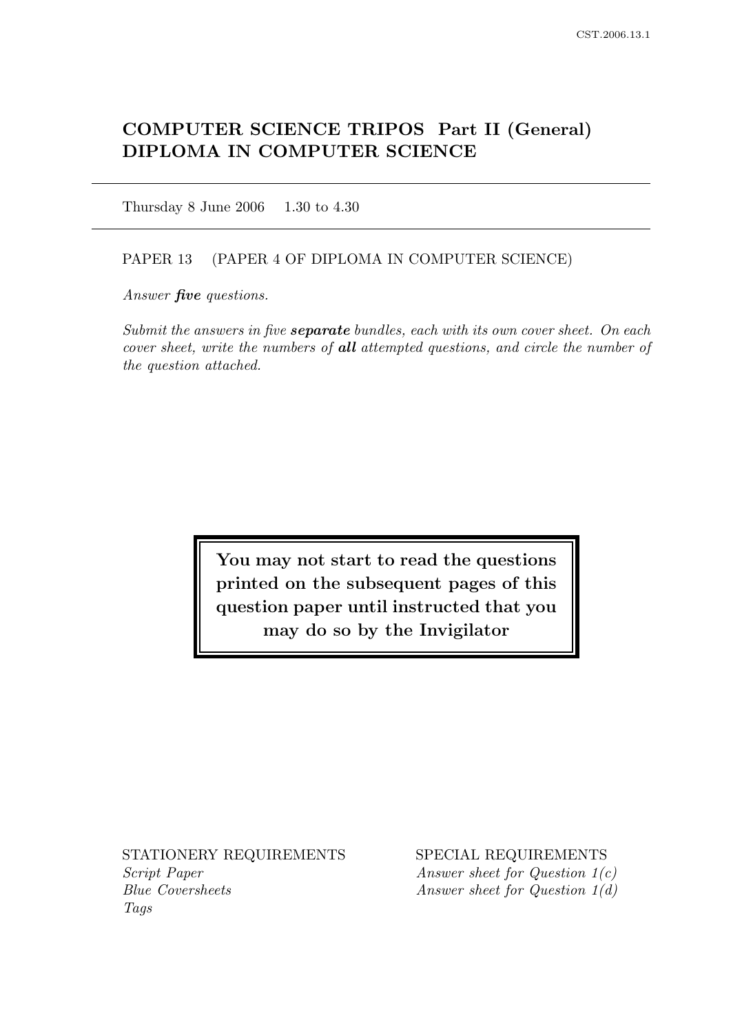# COMPUTER SCIENCE TRIPOS Part II (General)
# DIPLOMA IN COMPUTER SCIENCE

Thursday 8 June 2006    1.30 to 4.30

PAPER 13    (PAPER 4 OF DIPLOMA IN COMPUTER SCIENCE)

*Answer **five** questions.*

*Submit the answers in five **separate** bundles, each with its own cover sheet. On each cover sheet, write the numbers of **all** attempted questions, and circle the number of the question attached.*

**You may not start to read the questions printed on the subsequent pages of this question paper until instructed that you may do so by the Invigilator**

STATIONERY REQUIREMENTS
*Script Paper*
*Blue Coversheets*
*Tags*

SPECIAL REQUIREMENTS
*Answer sheet for Question 1(c)*
*Answer sheet for Question 1(d)*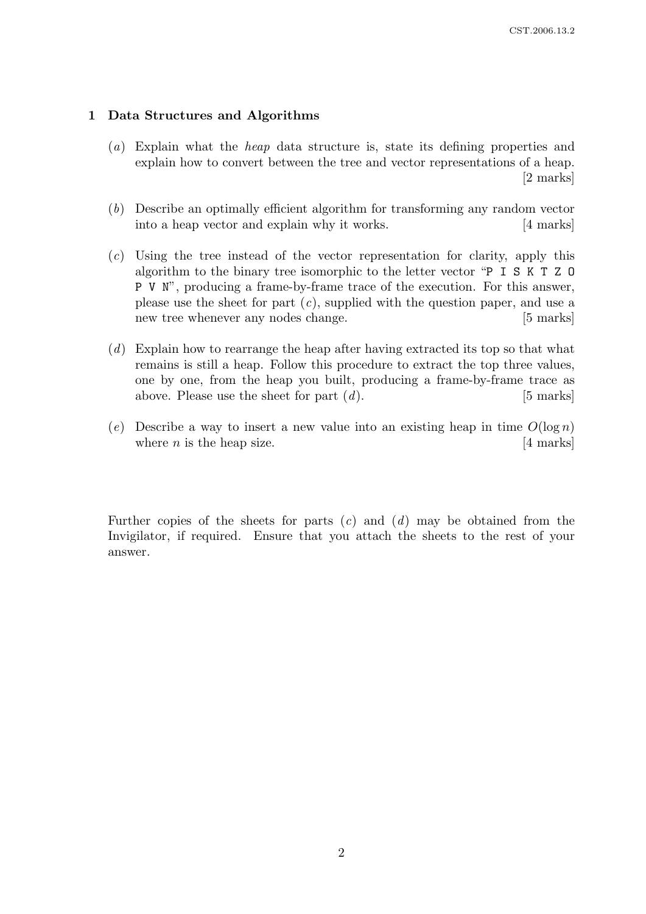## 1 Data Structures and Algorithms

(*a*) Explain what the *heap* data structure is, state its defining properties and explain how to convert between the tree and vector representations of a heap. [2 marks]

(*b*) Describe an optimally efficient algorithm for transforming any random vector into a heap vector and explain why it works. [4 marks]

(*c*) Using the tree instead of the vector representation for clarity, apply this algorithm to the binary tree isomorphic to the letter vector "`P I S K T Z O P V N`", producing a frame-by-frame trace of the execution. For this answer, please use the sheet for part (*c*), supplied with the question paper, and use a new tree whenever any nodes change. [5 marks]

(*d*) Explain how to rearrange the heap after having extracted its top so that what remains is still a heap. Follow this procedure to extract the top three values, one by one, from the heap you built, producing a frame-by-frame trace as above. Please use the sheet for part (*d*). [5 marks]

(*e*) Describe a way to insert a new value into an existing heap in time $O(\log n)$ where $n$ is the heap size. [4 marks]

Further copies of the sheets for parts (*c*) and (*d*) may be obtained from the Invigilator, if required. Ensure that you attach the sheets to the rest of your answer.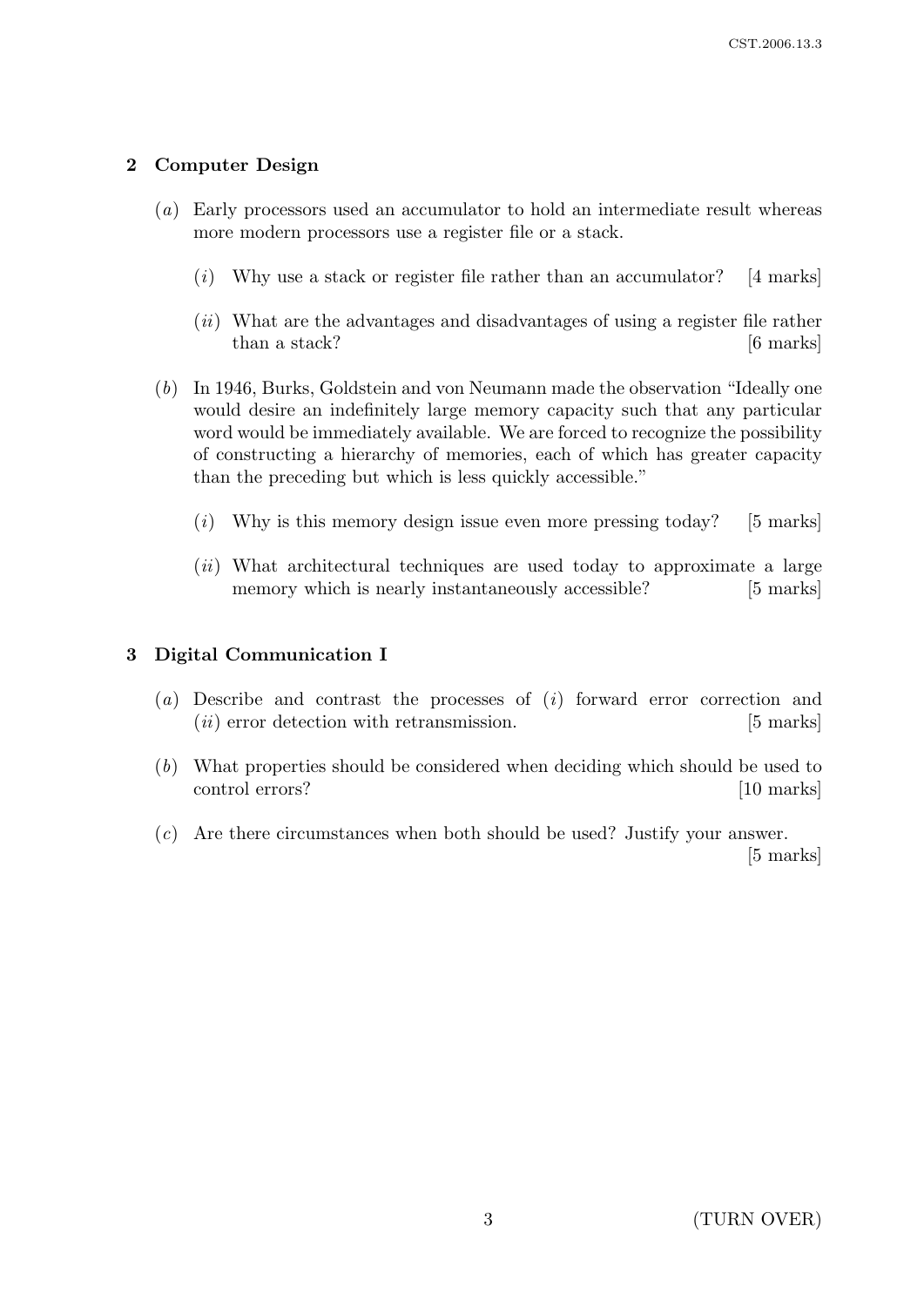## 2 Computer Design

(*a*) Early processors used an accumulator to hold an intermediate result whereas more modern processors use a register file or a stack.

(*i*) Why use a stack or register file rather than an accumulator? [4 marks]

(*ii*) What are the advantages and disadvantages of using a register file rather than a stack? [6 marks]

(*b*) In 1946, Burks, Goldstein and von Neumann made the observation "Ideally one would desire an indefinitely large memory capacity such that any particular word would be immediately available. We are forced to recognize the possibility of constructing a hierarchy of memories, each of which has greater capacity than the preceding but which is less quickly accessible."

(*i*) Why is this memory design issue even more pressing today? [5 marks]

(*ii*) What architectural techniques are used today to approximate a large memory which is nearly instantaneously accessible? [5 marks]

## 3 Digital Communication I

(*a*) Describe and contrast the processes of (*i*) forward error correction and (*ii*) error detection with retransmission. [5 marks]

(*b*) What properties should be considered when deciding which should be used to control errors? [10 marks]

(*c*) Are there circumstances when both should be used? Justify your answer. [5 marks]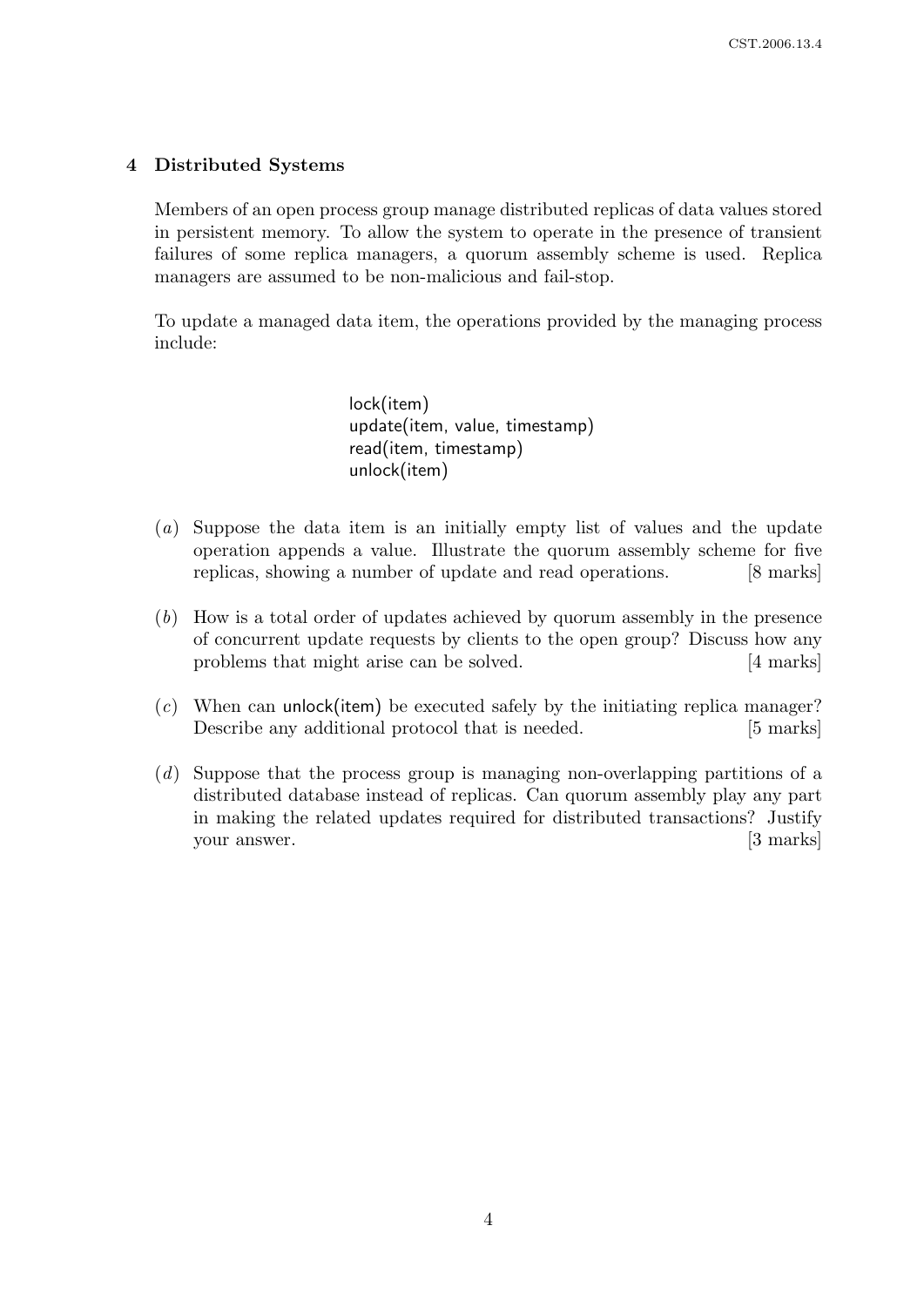## 4 Distributed Systems

Members of an open process group manage distributed replicas of data values stored in persistent memory. To allow the system to operate in the presence of transient failures of some replica managers, a quorum assembly scheme is used. Replica managers are assumed to be non-malicious and fail-stop.

To update a managed data item, the operations provided by the managing process include:

```
lock(item)
update(item, value, timestamp)
read(item, timestamp)
unlock(item)
```

(*a*) Suppose the data item is an initially empty list of values and the update operation appends a value. Illustrate the quorum assembly scheme for five replicas, showing a number of update and read operations. [8 marks]

(*b*) How is a total order of updates achieved by quorum assembly in the presence of concurrent update requests by clients to the open group? Discuss how any problems that might arise can be solved. [4 marks]

(*c*) When can unlock(item) be executed safely by the initiating replica manager? Describe any additional protocol that is needed. [5 marks]

(*d*) Suppose that the process group is managing non-overlapping partitions of a distributed database instead of replicas. Can quorum assembly play any part in making the related updates required for distributed transactions? Justify your answer. [3 marks]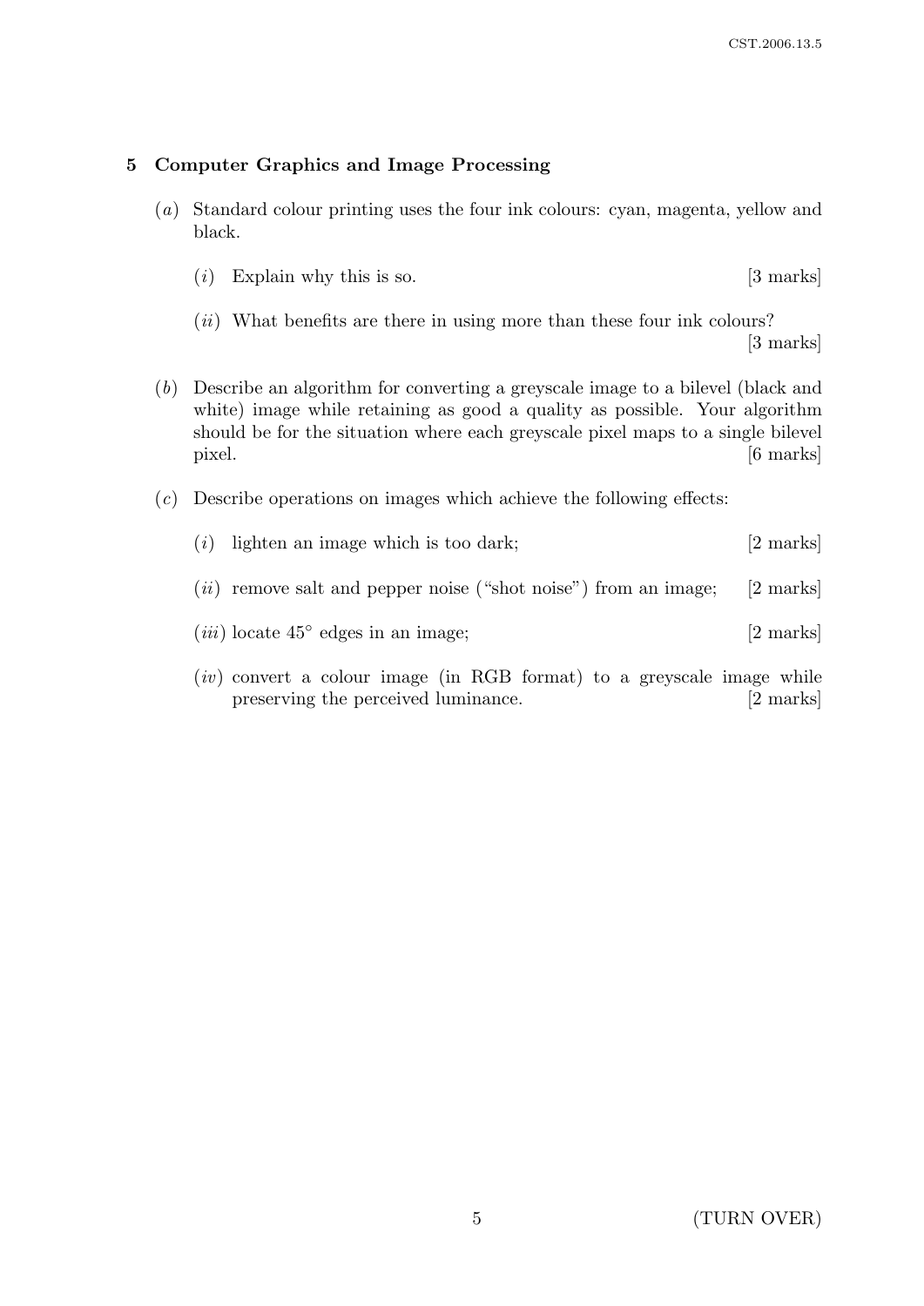## 5 Computer Graphics and Image Processing

(*a*) Standard colour printing uses the four ink colours: cyan, magenta, yellow and black.

(*i*) Explain why this is so. [3 marks]

(*ii*) What benefits are there in using more than these four ink colours? [3 marks]

(*b*) Describe an algorithm for converting a greyscale image to a bilevel (black and white) image while retaining as good a quality as possible. Your algorithm should be for the situation where each greyscale pixel maps to a single bilevel pixel. [6 marks]

(*c*) Describe operations on images which achieve the following effects:

(*i*) lighten an image which is too dark; [2 marks]

(*ii*) remove salt and pepper noise ("shot noise") from an image; [2 marks]

(*iii*) locate 45° edges in an image; [2 marks]

(*iv*) convert a colour image (in RGB format) to a greyscale image while preserving the perceived luminance. [2 marks]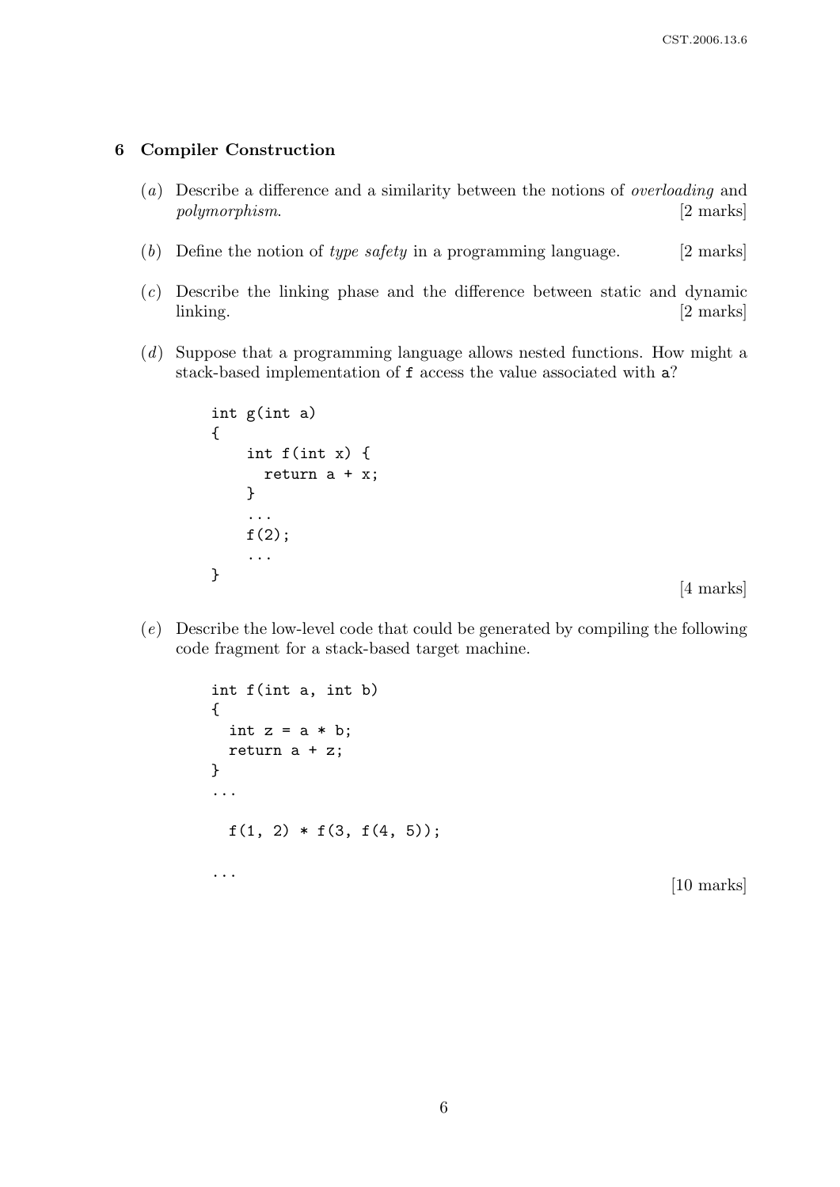## 6 Compiler Construction

(*a*) Describe a difference and a similarity between the notions of *overloading* and *polymorphism*. [2 marks]

(*b*) Define the notion of *type safety* in a programming language. [2 marks]

(*c*) Describe the linking phase and the difference between static and dynamic linking. [2 marks]

(*d*) Suppose that a programming language allows nested functions. How might a stack-based implementation of `f` access the value associated with `a`?

```
int g(int a)
{
    int f(int x) {
      return a + x;
    }
    ...
    f(2);
    ...
}
```

[4 marks]

(*e*) Describe the low-level code that could be generated by compiling the following code fragment for a stack-based target machine.

```
int f(int a, int b)
{
  int z = a * b;
  return a + z;
}
...

  f(1, 2) * f(3, f(4, 5));

...
```

[10 marks]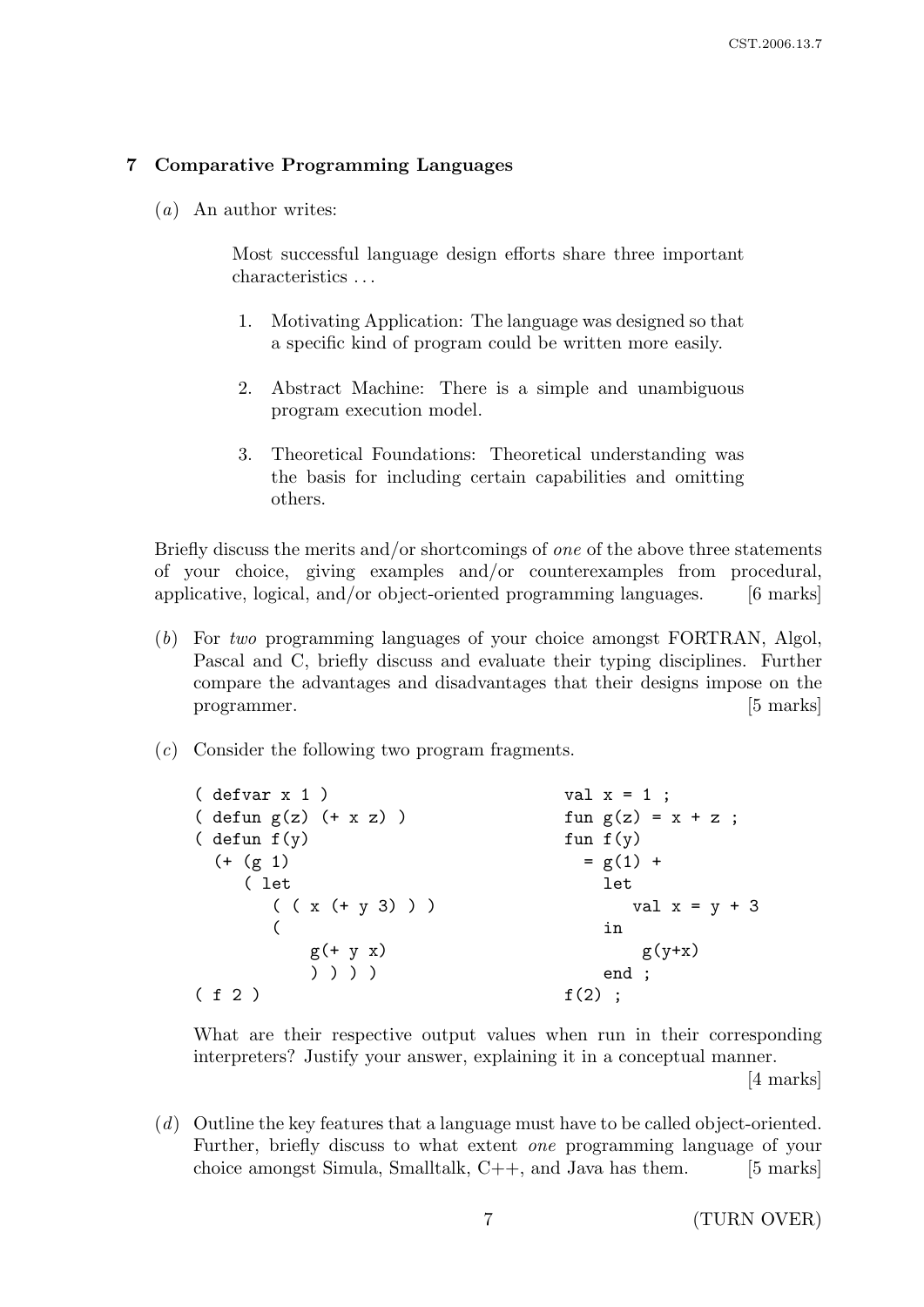## 7 Comparative Programming Languages

(*a*) An author writes:

> Most successful language design efforts share three important characteristics ...
>
> 1. Motivating Application: The language was designed so that a specific kind of program could be written more easily.
>
> 2. Abstract Machine: There is a simple and unambiguous program execution model.
>
> 3. Theoretical Foundations: Theoretical understanding was the basis for including certain capabilities and omitting others.

Briefly discuss the merits and/or shortcomings of *one* of the above three statements of your choice, giving examples and/or counterexamples from procedural, applicative, logical, and/or object-oriented programming languages. [6 marks]

(*b*) For *two* programming languages of your choice amongst FORTRAN, Algol, Pascal and C, briefly discuss and evaluate their typing disciplines. Further compare the advantages and disadvantages that their designs impose on the programmer. [5 marks]

(*c*) Consider the following two program fragments.

```
( defvar x 1 )
( defun g(z) (+ x z) )
( defun f(y)
  (+ (g 1)
     ( let
        ( ( x (+ y 3) ) )
        (
            g(+ y x)
            ) ) ) )
( f 2 )
```

```
val x = 1 ;
fun g(z) = x + z ;
fun f(y)
  = g(1) +
    let
       val x = y + 3
    in
        g(y+x)
    end ;
f(2) ;
```

What are their respective output values when run in their corresponding interpreters? Justify your answer, explaining it in a conceptual manner. [4 marks]

(*d*) Outline the key features that a language must have to be called object-oriented. Further, briefly discuss to what extent *one* programming language of your choice amongst Simula, Smalltalk, C++, and Java has them. [5 marks]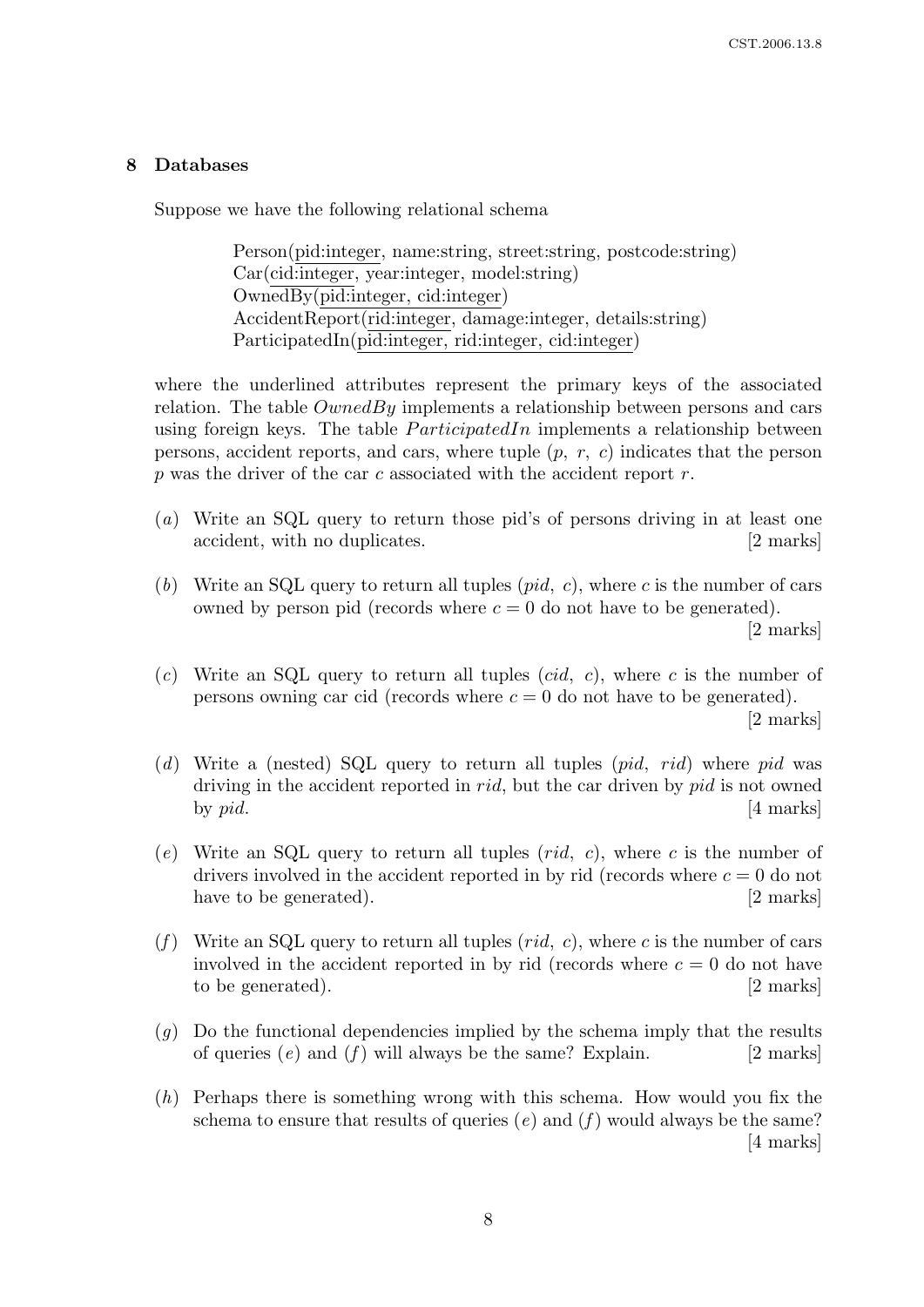## 8 Databases

Suppose we have the following relational schema

> Person(pid:integer, name:string, street:string, postcode:string)
> Car(cid:integer, year:integer, model:string)
> OwnedBy(pid:integer, cid:integer)
> AccidentReport(rid:integer, damage:integer, details:string)
> ParticipatedIn(pid:integer, rid:integer, cid:integer)

where the underlined attributes represent the primary keys of the associated relation. The table *OwnedBy* implements a relationship between persons and cars using foreign keys. The table *ParticipatedIn* implements a relationship between persons, accident reports, and cars, where tuple $(p, r, c)$ indicates that the person $p$ was the driver of the car $c$ associated with the accident report $r$.

(*a*) Write an SQL query to return those pid's of persons driving in at least one accident, with no duplicates. [2 marks]

(*b*) Write an SQL query to return all tuples $(pid, c)$, where $c$ is the number of cars owned by person pid (records where $c = 0$ do not have to be generated). [2 marks]

(*c*) Write an SQL query to return all tuples $(cid, c)$, where $c$ is the number of persons owning car cid (records where $c = 0$ do not have to be generated). [2 marks]

(*d*) Write a (nested) SQL query to return all tuples $(pid, rid)$ where $pid$ was driving in the accident reported in $rid$, but the car driven by $pid$ is not owned by $pid$. [4 marks]

(*e*) Write an SQL query to return all tuples $(rid, c)$, where $c$ is the number of drivers involved in the accident reported in by rid (records where $c = 0$ do not have to be generated). [2 marks]

(*f*) Write an SQL query to return all tuples $(rid, c)$, where $c$ is the number of cars involved in the accident reported in by rid (records where $c = 0$ do not have to be generated). [2 marks]

(*g*) Do the functional dependencies implied by the schema imply that the results of queries (*e*) and (*f*) will always be the same? Explain. [2 marks]

(*h*) Perhaps there is something wrong with this schema. How would you fix the schema to ensure that results of queries (*e*) and (*f*) would always be the same? [4 marks]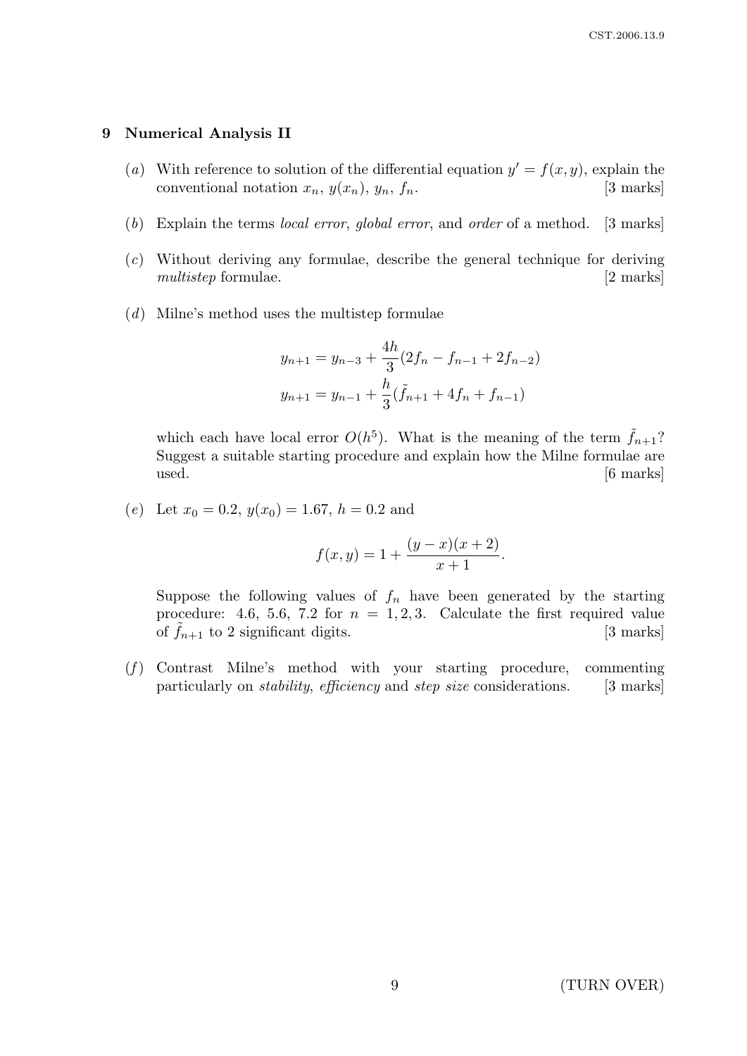## 9 Numerical Analysis II

(*a*) With reference to solution of the differential equation $y' = f(x, y)$, explain the conventional notation $x_n$, $y(x_n)$, $y_n$, $f_n$. [3 marks]

(*b*) Explain the terms *local error*, *global error*, and *order* of a method. [3 marks]

(*c*) Without deriving any formulae, describe the general technique for deriving *multistep* formulae. [2 marks]

(*d*) Milne's method uses the multistep formulae

$$y_{n+1} = y_{n-3} + \frac{4h}{3}(2f_n - f_{n-1} + 2f_{n-2})$$
$$y_{n+1} = y_{n-1} + \frac{h}{3}(\tilde{f}_{n+1} + 4f_n + f_{n-1})$$

which each have local error $O(h^5)$. What is the meaning of the term $\tilde{f}_{n+1}$? Suggest a suitable starting procedure and explain how the Milne formulae are used. [6 marks]

(*e*) Let $x_0 = 0.2$, $y(x_0) = 1.67$, $h = 0.2$ and

$$f(x, y) = 1 + \frac{(y - x)(x + 2)}{x + 1}.$$

Suppose the following values of $f_n$ have been generated by the starting procedure: 4.6, 5.6, 7.2 for $n = 1, 2, 3$. Calculate the first required value of $\tilde{f}_{n+1}$ to 2 significant digits. [3 marks]

(*f*) Contrast Milne's method with your starting procedure, commenting particularly on *stability*, *efficiency* and *step size* considerations. [3 marks]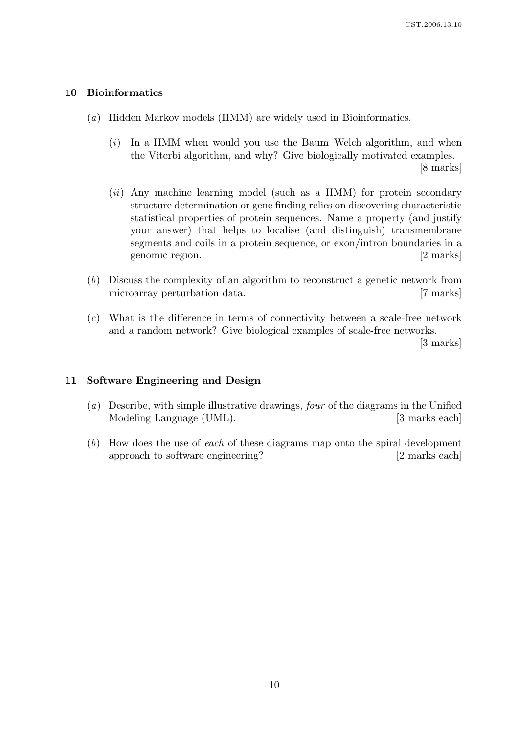## 10 Bioinformatics

(*a*) Hidden Markov models (HMM) are widely used in Bioinformatics.

(*i*) In a HMM when would you use the Baum–Welch algorithm, and when the Viterbi algorithm, and why? Give biologically motivated examples. [8 marks]

(*ii*) Any machine learning model (such as a HMM) for protein secondary structure determination or gene finding relies on discovering characteristic statistical properties of protein sequences. Name a property (and justify your answer) that helps to localise (and distinguish) transmembrane segments and coils in a protein sequence, or exon/intron boundaries in a genomic region. [2 marks]

(*b*) Discuss the complexity of an algorithm to reconstruct a genetic network from microarray perturbation data. [7 marks]

(*c*) What is the difference in terms of connectivity between a scale-free network and a random network? Give biological examples of scale-free networks. [3 marks]

## 11 Software Engineering and Design

(*a*) Describe, with simple illustrative drawings, *four* of the diagrams in the Unified Modeling Language (UML). [3 marks each]

(*b*) How does the use of *each* of these diagrams map onto the spiral development approach to software engineering? [2 marks each]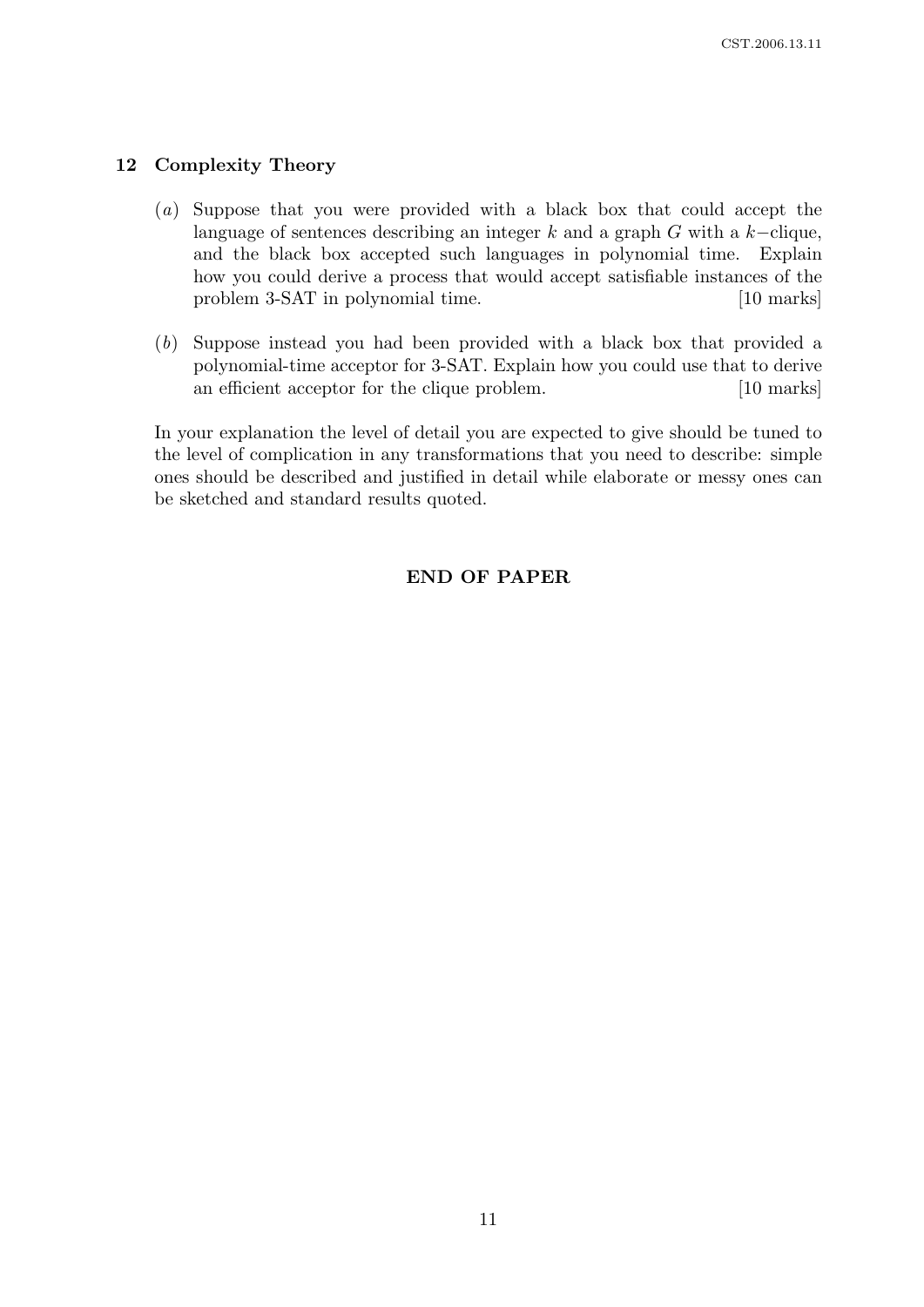## 12 Complexity Theory

(*a*) Suppose that you were provided with a black box that could accept the language of sentences describing an integer $k$ and a graph $G$ with a $k-$clique, and the black box accepted such languages in polynomial time. Explain how you could derive a process that would accept satisfiable instances of the problem 3-SAT in polynomial time. [10 marks]

(*b*) Suppose instead you had been provided with a black box that provided a polynomial-time acceptor for 3-SAT. Explain how you could use that to derive an efficient acceptor for the clique problem. [10 marks]

In your explanation the level of detail you are expected to give should be tuned to the level of complication in any transformations that you need to describe: simple ones should be described and justified in detail while elaborate or messy ones can be sketched and standard results quoted.

**END OF PAPER**